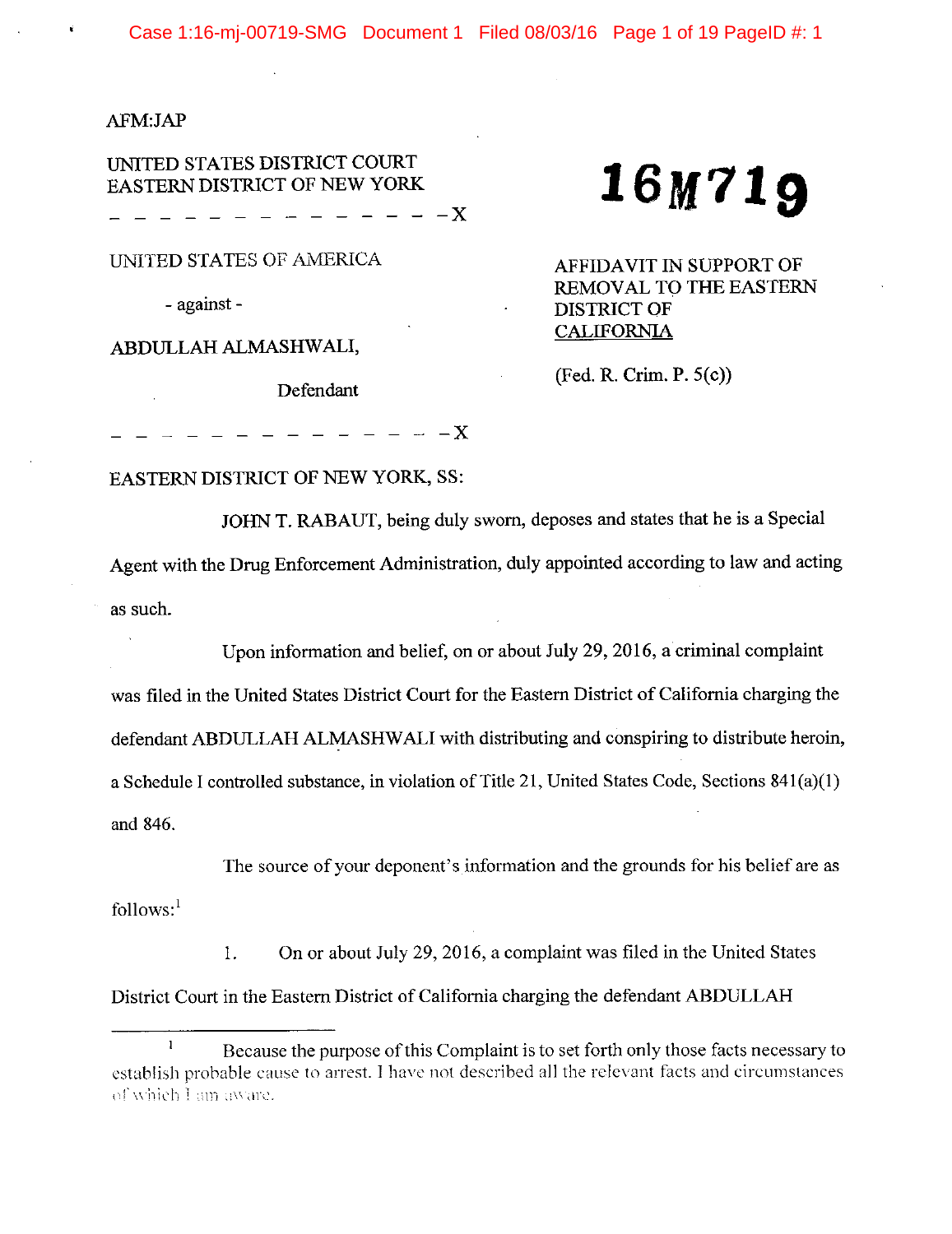AFM:JAP

UNITED STATES DISTRICT COURT
EASTERN DISTRICT OF NEW YORK

**16M719**

- - - - - - - - - - - - - - - X

UNITED STATES OF AMERICA

- against -

ABDULLAH ALMASHWALI,

Defendant

- - - - - - - - - - - - - - - X

AFFIDAVIT IN SUPPORT OF REMOVAL TO THE EASTERN DISTRICT OF CALIFORNIA

(Fed. R. Crim. P. 5(c))

EASTERN DISTRICT OF NEW YORK, SS:

JOHN T. RABAUT, being duly sworn, deposes and states that he is a Special Agent with the Drug Enforcement Administration, duly appointed according to law and acting as such.

Upon information and belief, on or about July 29, 2016, a criminal complaint was filed in the United States District Court for the Eastern District of California charging the defendant ABDULLAH ALMASHWALI with distributing and conspiring to distribute heroin, a Schedule I controlled substance, in violation of Title 21, United States Code, Sections 841(a)(1) and 846.

The source of your deponent's information and the grounds for his belief are as follows:[1]

1. On or about July 29, 2016, a complaint was filed in the United States District Court in the Eastern District of California charging the defendant ABDULLAH

---

[1] Because the purpose of this Complaint is to set forth only those facts necessary to establish probable cause to arrest. I have not described all the relevant facts and circumstances of which I am aware.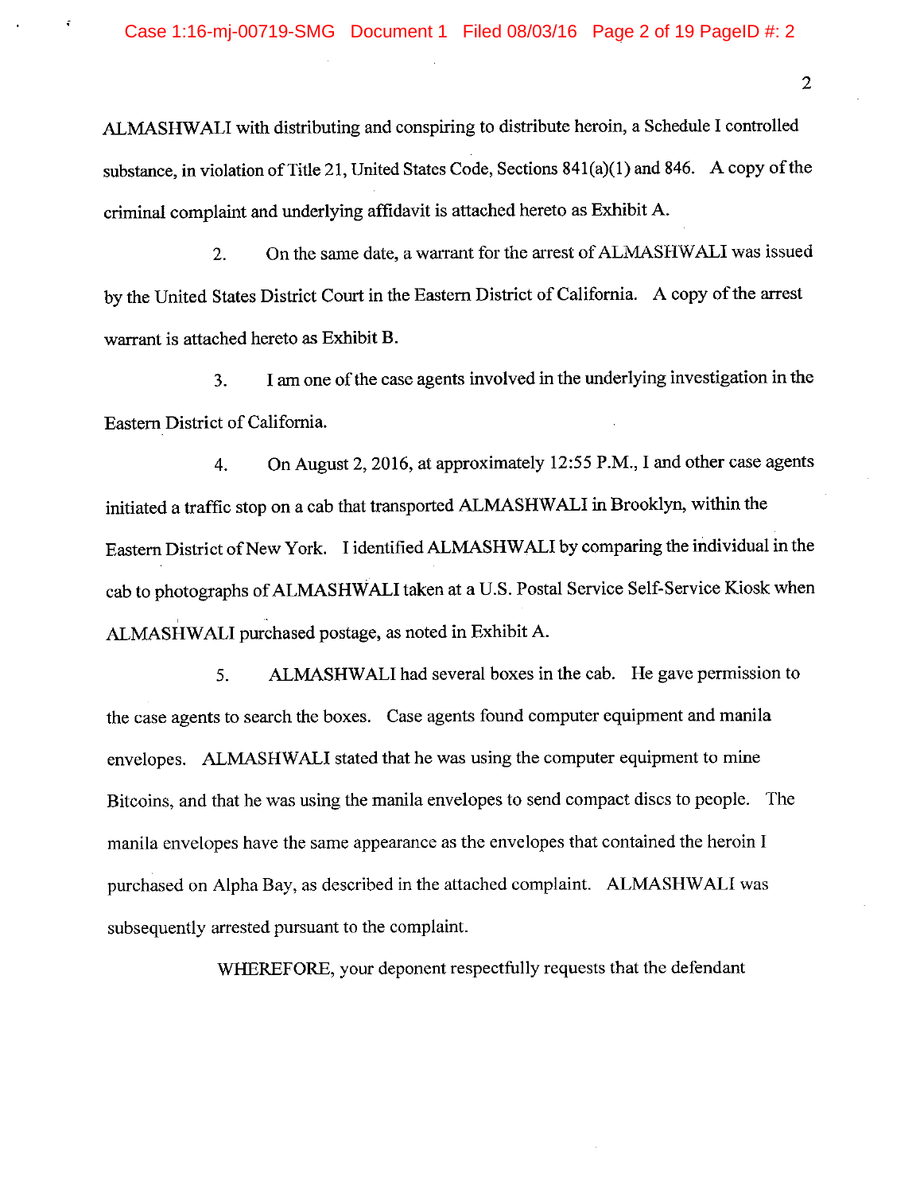ALMASHWALI with distributing and conspiring to distribute heroin, a Schedule I controlled substance, in violation of Title 21, United States Code, Sections 841(a)(1) and 846. A copy of the criminal complaint and underlying affidavit is attached hereto as Exhibit A.

2. On the same date, a warrant for the arrest of ALMASHWALI was issued by the United States District Court in the Eastern District of California. A copy of the arrest warrant is attached hereto as Exhibit B.

3. I am one of the case agents involved in the underlying investigation in the Eastern District of California.

4. On August 2, 2016, at approximately 12:55 P.M., I and other case agents initiated a traffic stop on a cab that transported ALMASHWALI in Brooklyn, within the Eastern District of New York. I identified ALMASHWALI by comparing the individual in the cab to photographs of ALMASHWALI taken at a U.S. Postal Service Self-Service Kiosk when ALMASHWALI purchased postage, as noted in Exhibit A.

5. ALMASHWALI had several boxes in the cab. He gave permission to the case agents to search the boxes. Case agents found computer equipment and manila envelopes. ALMASHWALI stated that he was using the computer equipment to mine Bitcoins, and that he was using the manila envelopes to send compact discs to people. The manila envelopes have the same appearance as the envelopes that contained the heroin I purchased on Alpha Bay, as described in the attached complaint. ALMASHWALI was subsequently arrested pursuant to the complaint.

WHEREFORE, your deponent respectfully requests that the defendant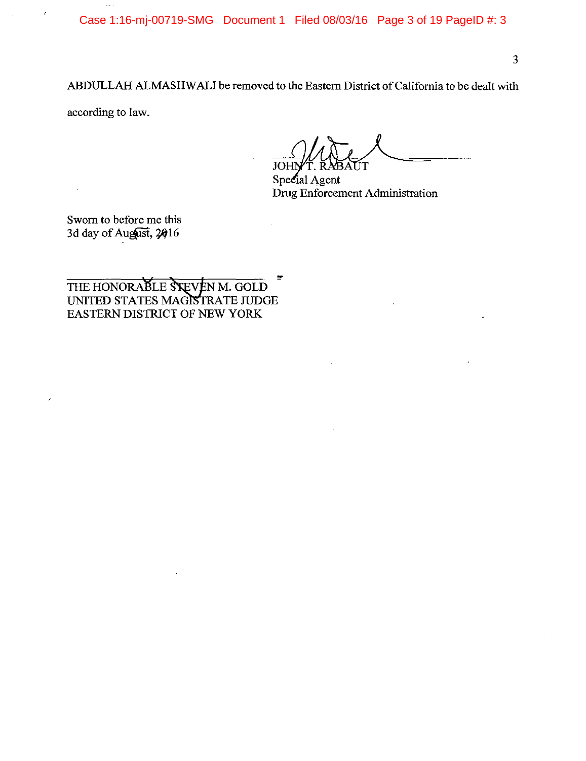ABDULLAH ALMASHWALI be removed to the Eastern District of California to be dealt with according to law.

JOHN T. RABAUT
Special Agent
Drug Enforcement Administration

Sworn to before me this
3d day of August, 2016

THE HONORABLE STEVEN M. GOLD
UNITED STATES MAGISTRATE JUDGE
EASTERN DISTRICT OF NEW YORK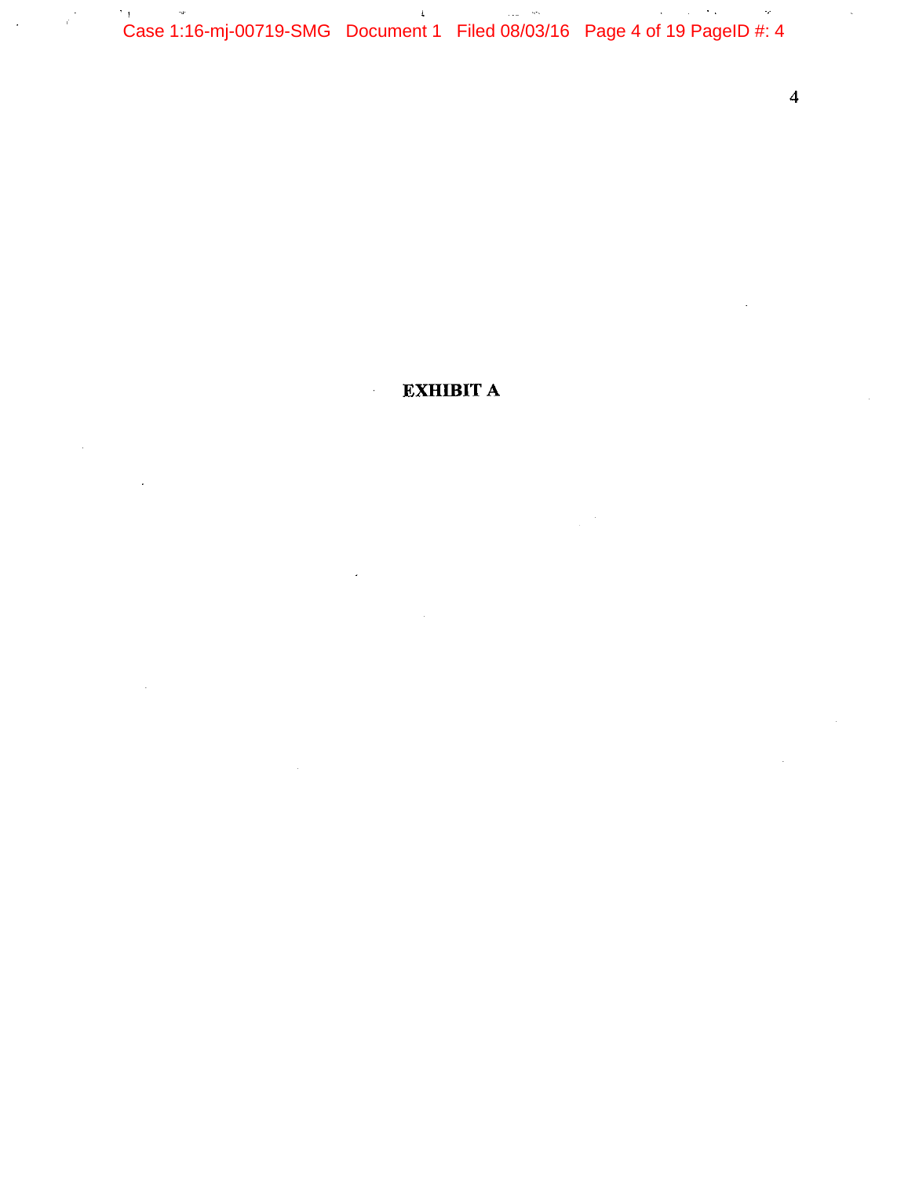**EXHIBIT A**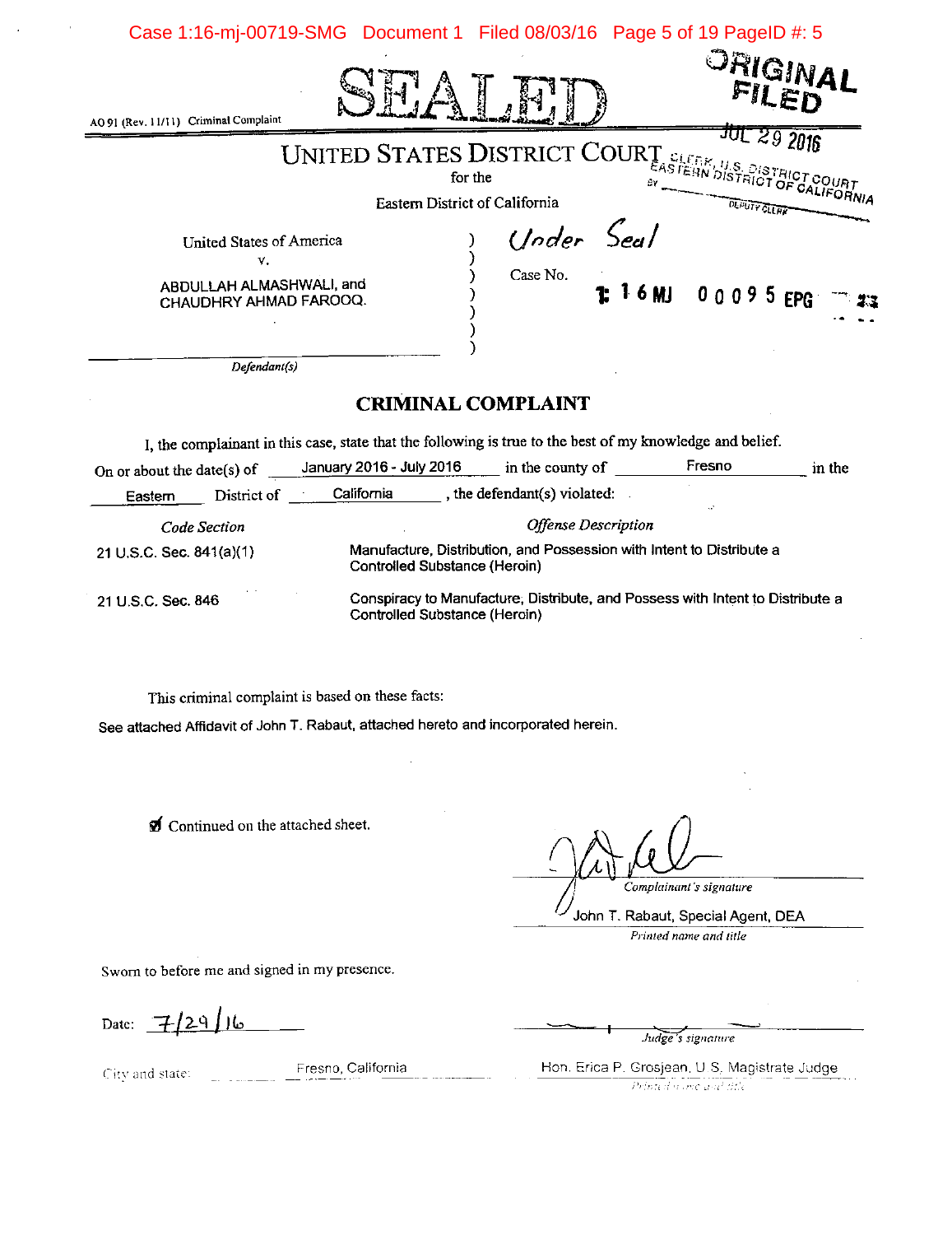SEALED

ORIGINAL FILED

JUL 29 2016

CLERK, U.S. DISTRICT COURT
EASTERN DISTRICT OF CALIFORNIA
BY DEPUTY CLERK

AO 91 (Rev. 11/11) Criminal Complaint

# UNITED STATES DISTRICT COURT

for the

Eastern District of California

United States of America
v.
ABDULLAH ALMASHWALI, and
CHAUDHRY AHMAD FAROOQ.

*Defendant(s)*

Under Seal

Case No. 1:16MJ 00095 EPG

## CRIMINAL COMPLAINT

I, the complainant in this case, state that the following is true to the best of my knowledge and belief.

On or about the date(s) of January 2016 - July 2016 in the county of Fresno in the Eastern District of California, the defendant(s) violated:

| *Code Section* | *Offense Description* |
| --- | --- |
| 21 U.S.C. Sec. 841(a)(1) | Manufacture, Distribution, and Possession with Intent to Distribute a Controlled Substance (Heroin) |
| 21 U.S.C. Sec. 846 | Conspiracy to Manufacture, Distribute, and Possess with Intent to Distribute a Controlled Substance (Heroin) |

This criminal complaint is based on these facts:

See attached Affidavit of John T. Rabaut, attached hereto and incorporated herein.

☑ Continued on the attached sheet.

*Complainant's signature*

John T. Rabaut, Special Agent, DEA

*Printed name and title*

Sworn to before me and signed in my presence.

Date: 7/29/16

*Judge's signature*

City and state: Fresno, California

Hon. Erica P. Grosjean, U.S. Magistrate Judge

*Printed name and title*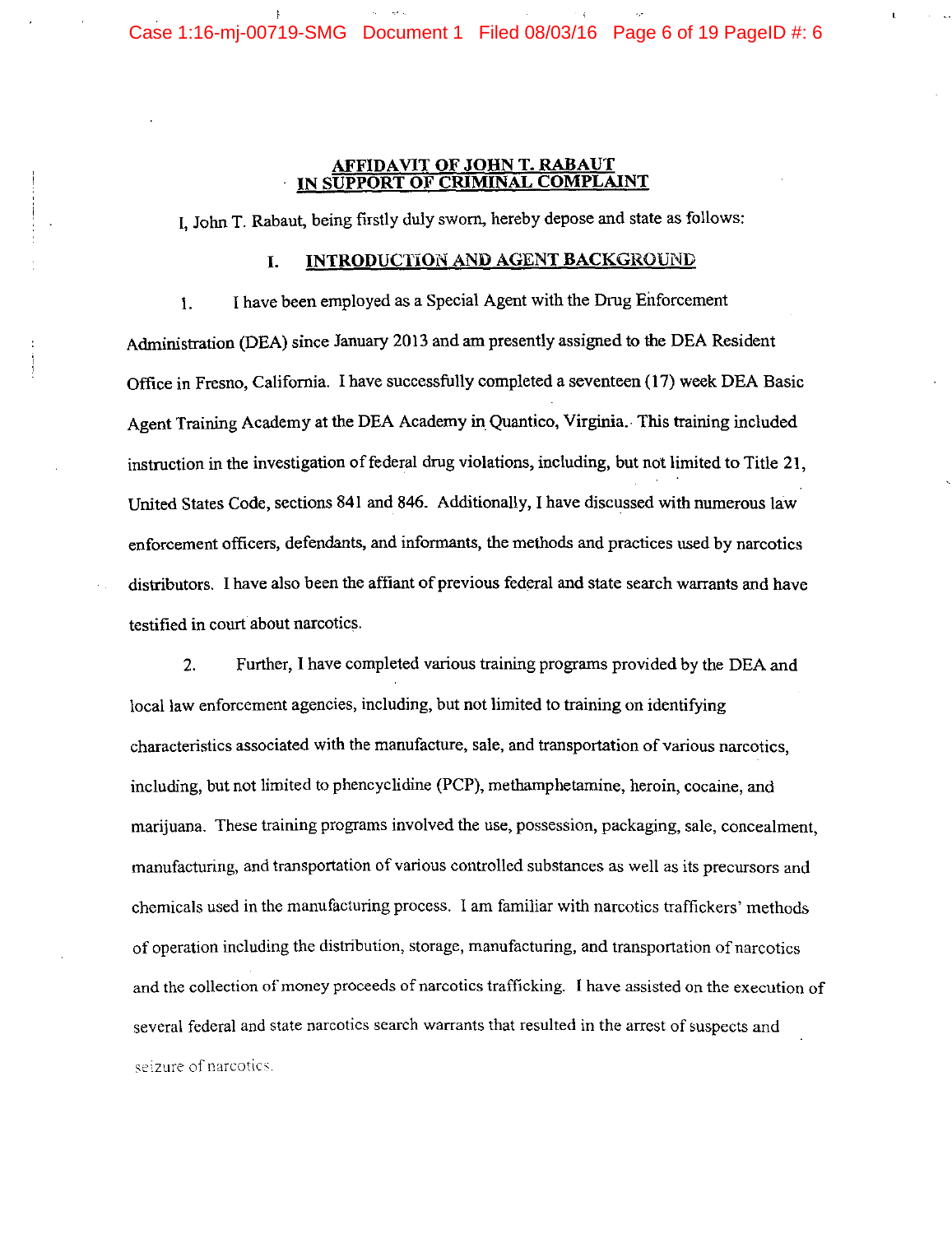**AFFIDAVIT OF JOHN T. RABAUT**
**IN SUPPORT OF CRIMINAL COMPLAINT**

I, John T. Rabaut, being firstly duly sworn, hereby depose and state as follows:

## I. INTRODUCTION AND AGENT BACKGROUND

1. I have been employed as a Special Agent with the Drug Enforcement Administration (DEA) since January 2013 and am presently assigned to the DEA Resident Office in Fresno, California. I have successfully completed a seventeen (17) week DEA Basic Agent Training Academy at the DEA Academy in Quantico, Virginia. This training included instruction in the investigation of federal drug violations, including, but not limited to Title 21, United States Code, sections 841 and 846. Additionally, I have discussed with numerous law enforcement officers, defendants, and informants, the methods and practices used by narcotics distributors. I have also been the affiant of previous federal and state search warrants and have testified in court about narcotics.

2. Further, I have completed various training programs provided by the DEA and local law enforcement agencies, including, but not limited to training on identifying characteristics associated with the manufacture, sale, and transportation of various narcotics, including, but not limited to phencyclidine (PCP), methamphetamine, heroin, cocaine, and marijuana. These training programs involved the use, possession, packaging, sale, concealment, manufacturing, and transportation of various controlled substances as well as its precursors and chemicals used in the manufacturing process. I am familiar with narcotics traffickers' methods of operation including the distribution, storage, manufacturing, and transportation of narcotics and the collection of money proceeds of narcotics trafficking. I have assisted on the execution of several federal and state narcotics search warrants that resulted in the arrest of suspects and seizure of narcotics.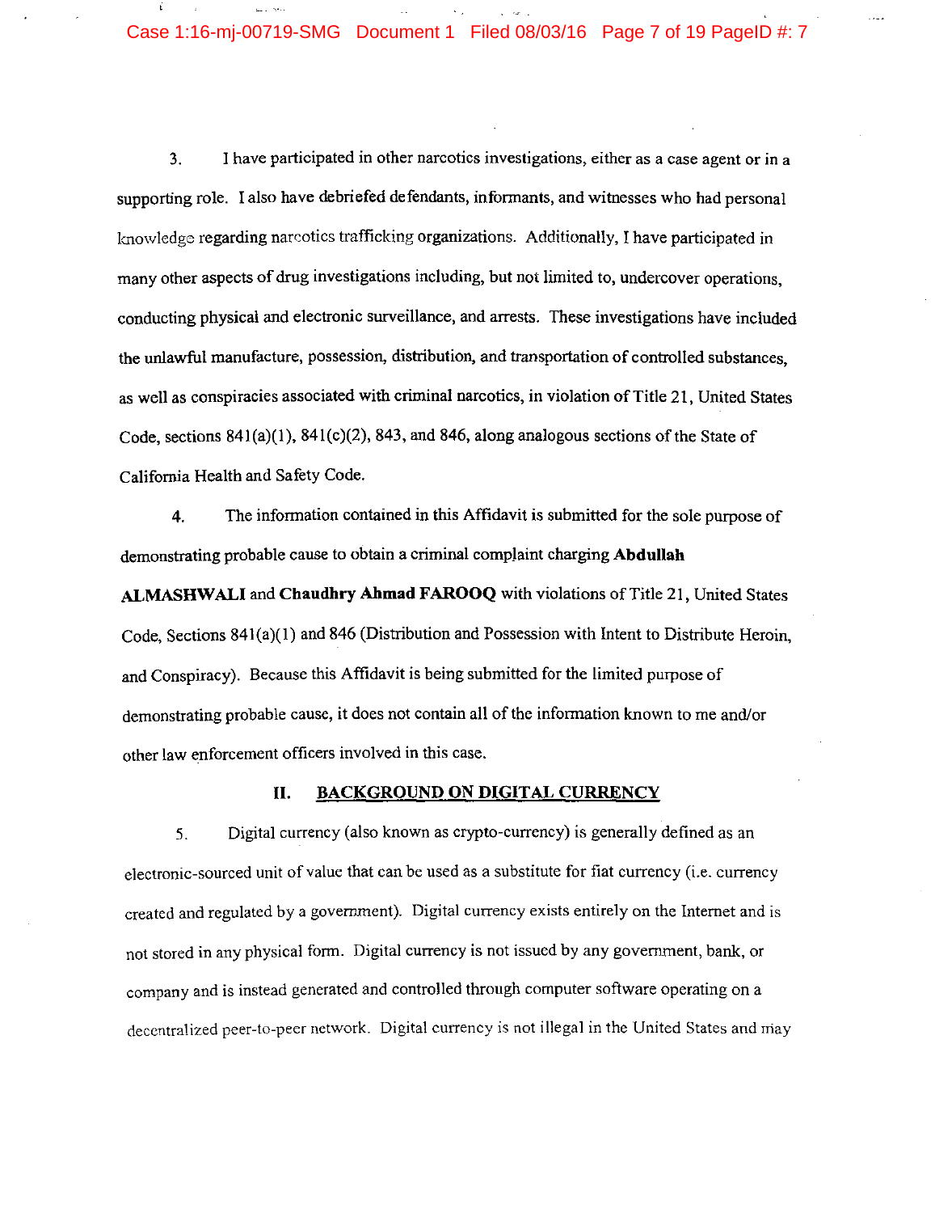3. I have participated in other narcotics investigations, either as a case agent or in a supporting role. I also have debriefed defendants, informants, and witnesses who had personal knowledge regarding narcotics trafficking organizations. Additionally, I have participated in many other aspects of drug investigations including, but not limited to, undercover operations, conducting physical and electronic surveillance, and arrests. These investigations have included the unlawful manufacture, possession, distribution, and transportation of controlled substances, as well as conspiracies associated with criminal narcotics, in violation of Title 21, United States Code, sections 841(a)(1), 841(c)(2), 843, and 846, along analogous sections of the State of California Health and Safety Code.

4. The information contained in this Affidavit is submitted for the sole purpose of demonstrating probable cause to obtain a criminal complaint charging **Abdullah ALMASHWALI** and **Chaudhry Ahmad FAROOQ** with violations of Title 21, United States Code, Sections 841(a)(1) and 846 (Distribution and Possession with Intent to Distribute Heroin, and Conspiracy). Because this Affidavit is being submitted for the limited purpose of demonstrating probable cause, it does not contain all of the information known to me and/or other law enforcement officers involved in this case.

## II. BACKGROUND ON DIGITAL CURRENCY

5. Digital currency (also known as crypto-currency) is generally defined as an electronic-sourced unit of value that can be used as a substitute for fiat currency (i.e. currency created and regulated by a government). Digital currency exists entirely on the Internet and is not stored in any physical form. Digital currency is not issued by any government, bank, or company and is instead generated and controlled through computer software operating on a decentralized peer-to-peer network. Digital currency is not illegal in the United States and may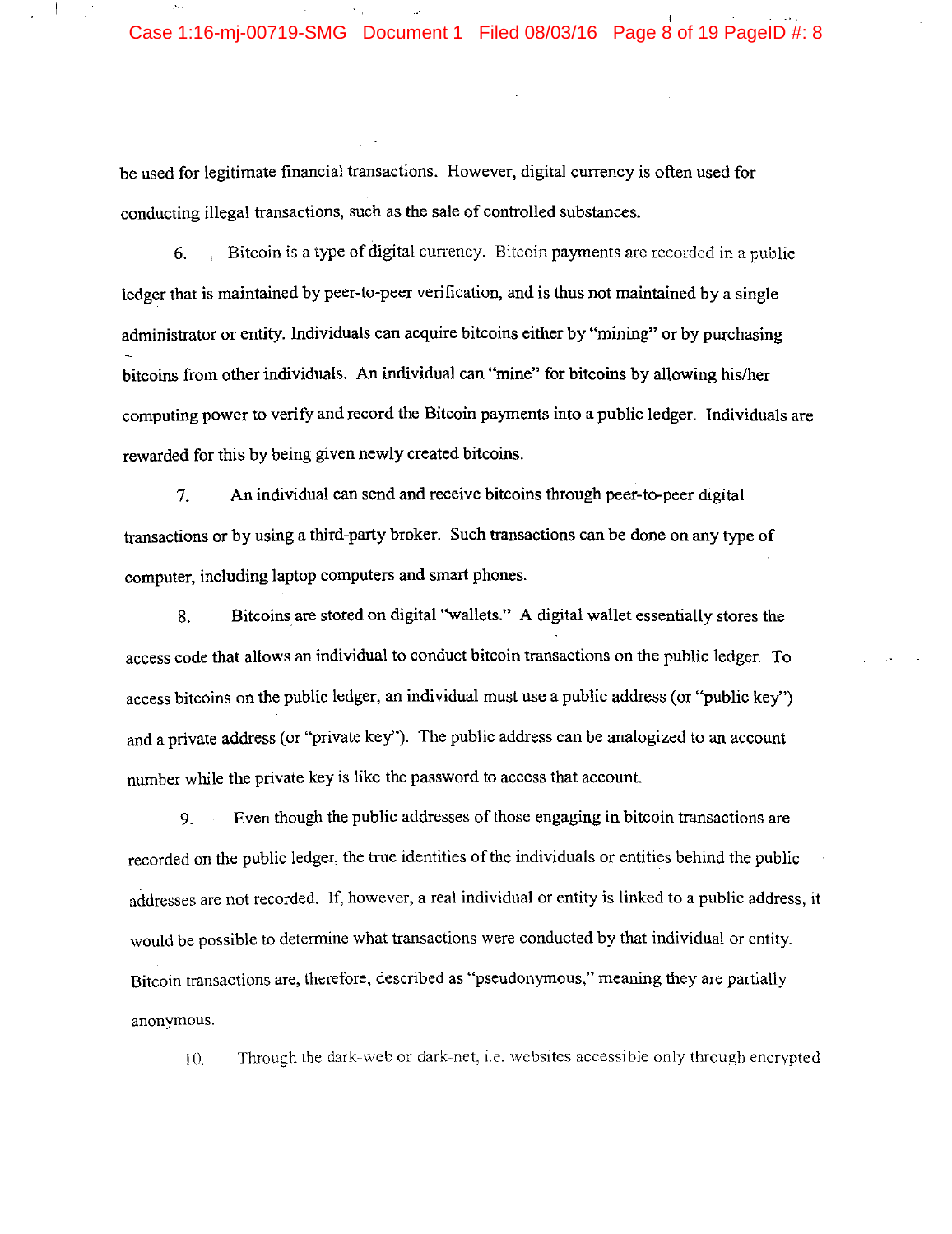be used for legitimate financial transactions. However, digital currency is often used for conducting illegal transactions, such as the sale of controlled substances.

6. Bitcoin is a type of digital currency. Bitcoin payments are recorded in a public ledger that is maintained by peer-to-peer verification, and is thus not maintained by a single administrator or entity. Individuals can acquire bitcoins either by "mining" or by purchasing bitcoins from other individuals. An individual can "mine" for bitcoins by allowing his/her computing power to verify and record the Bitcoin payments into a public ledger. Individuals are rewarded for this by being given newly created bitcoins.

7. An individual can send and receive bitcoins through peer-to-peer digital transactions or by using a third-party broker. Such transactions can be done on any type of computer, including laptop computers and smart phones.

8. Bitcoins are stored on digital "wallets." A digital wallet essentially stores the access code that allows an individual to conduct bitcoin transactions on the public ledger. To access bitcoins on the public ledger, an individual must use a public address (or "public key") and a private address (or "private key"). The public address can be analogized to an account number while the private key is like the password to access that account.

9. Even though the public addresses of those engaging in bitcoin transactions are recorded on the public ledger, the true identities of the individuals or entities behind the public addresses are not recorded. If, however, a real individual or entity is linked to a public address, it would be possible to determine what transactions were conducted by that individual or entity. Bitcoin transactions are, therefore, described as "pseudonymous," meaning they are partially anonymous.

10. Through the dark-web or dark-net, i.e. websites accessible only through encrypted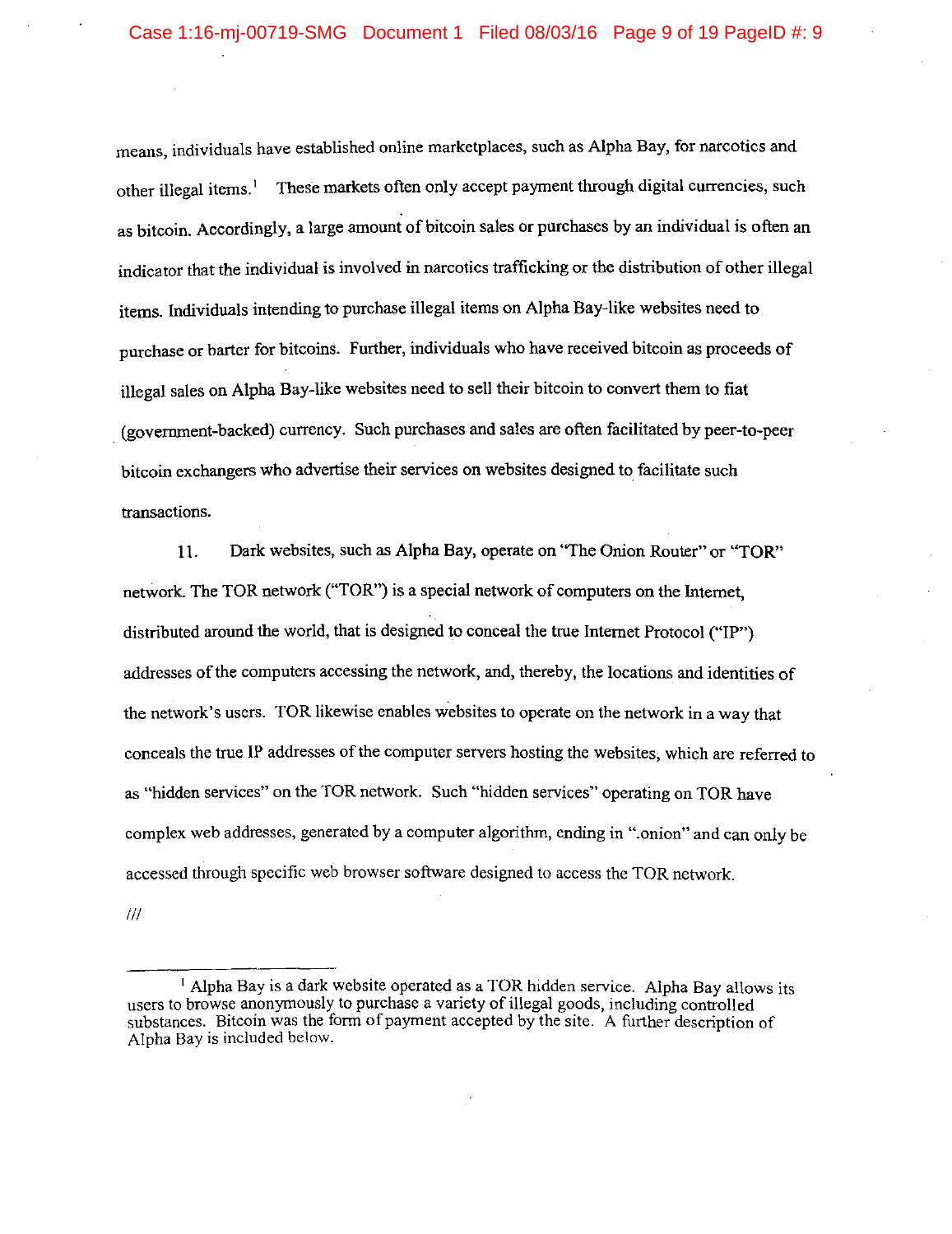means, individuals have established online marketplaces, such as Alpha Bay, for narcotics and other illegal items.[1] These markets often only accept payment through digital currencies, such as bitcoin. Accordingly, a large amount of bitcoin sales or purchases by an individual is often an indicator that the individual is involved in narcotics trafficking or the distribution of other illegal items. Individuals intending to purchase illegal items on Alpha Bay-like websites need to purchase or barter for bitcoins. Further, individuals who have received bitcoin as proceeds of illegal sales on Alpha Bay-like websites need to sell their bitcoin to convert them to fiat (government-backed) currency. Such purchases and sales are often facilitated by peer-to-peer bitcoin exchangers who advertise their services on websites designed to facilitate such transactions.

11. Dark websites, such as Alpha Bay, operate on "The Onion Router" or "TOR" network. The TOR network ("TOR") is a special network of computers on the Internet, distributed around the world, that is designed to conceal the true Internet Protocol ("IP") addresses of the computers accessing the network, and, thereby, the locations and identities of the network's users. TOR likewise enables websites to operate on the network in a way that conceals the true IP addresses of the computer servers hosting the websites, which are referred to as "hidden services" on the TOR network. Such "hidden services" operating on TOR have complex web addresses, generated by a computer algorithm, ending in ".onion" and can only be accessed through specific web browser software designed to access the TOR network.

///

---

[1] Alpha Bay is a dark website operated as a TOR hidden service. Alpha Bay allows its users to browse anonymously to purchase a variety of illegal goods, including controlled substances. Bitcoin was the form of payment accepted by the site. A further description of Alpha Bay is included below.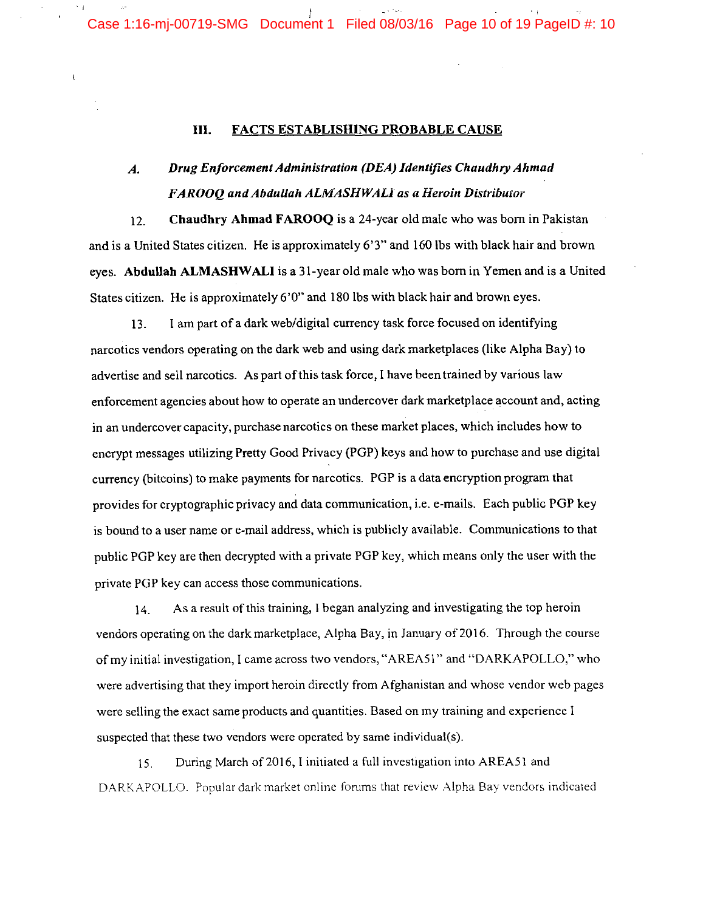## III. FACTS ESTABLISHING PROBABLE CAUSE

### *A. Drug Enforcement Administration (DEA) Identifies Chaudhry Ahmad FAROOQ and Abdullah ALMASHWALI as a Heroin Distributor*

12. **Chaudhry Ahmad FAROOQ** is a 24-year old male who was born in Pakistan and is a United States citizen. He is approximately 6'3" and 160 lbs with black hair and brown eyes. **Abdullah ALMASHWALI** is a 31-year old male who was born in Yemen and is a United States citizen. He is approximately 6'0" and 180 lbs with black hair and brown eyes.

13. I am part of a dark web/digital currency task force focused on identifying narcotics vendors operating on the dark web and using dark marketplaces (like Alpha Bay) to advertise and sell narcotics. As part of this task force, I have been trained by various law enforcement agencies about how to operate an undercover dark marketplace account and, acting in an undercover capacity, purchase narcotics on these market places, which includes how to encrypt messages utilizing Pretty Good Privacy (PGP) keys and how to purchase and use digital currency (bitcoins) to make payments for narcotics. PGP is a data encryption program that provides for cryptographic privacy and data communication, i.e. e-mails. Each public PGP key is bound to a user name or e-mail address, which is publicly available. Communications to that public PGP key are then decrypted with a private PGP key, which means only the user with the private PGP key can access those communications.

14. As a result of this training, I began analyzing and investigating the top heroin vendors operating on the dark marketplace, Alpha Bay, in January of 2016. Through the course of my initial investigation, I came across two vendors, "AREA51" and "DARKAPOLLO," who were advertising that they import heroin directly from Afghanistan and whose vendor web pages were selling the exact same products and quantities. Based on my training and experience I suspected that these two vendors were operated by same individual(s).

15. During March of 2016, I initiated a full investigation into AREA51 and DARKAPOLLO. Popular dark market online forums that review Alpha Bay vendors indicated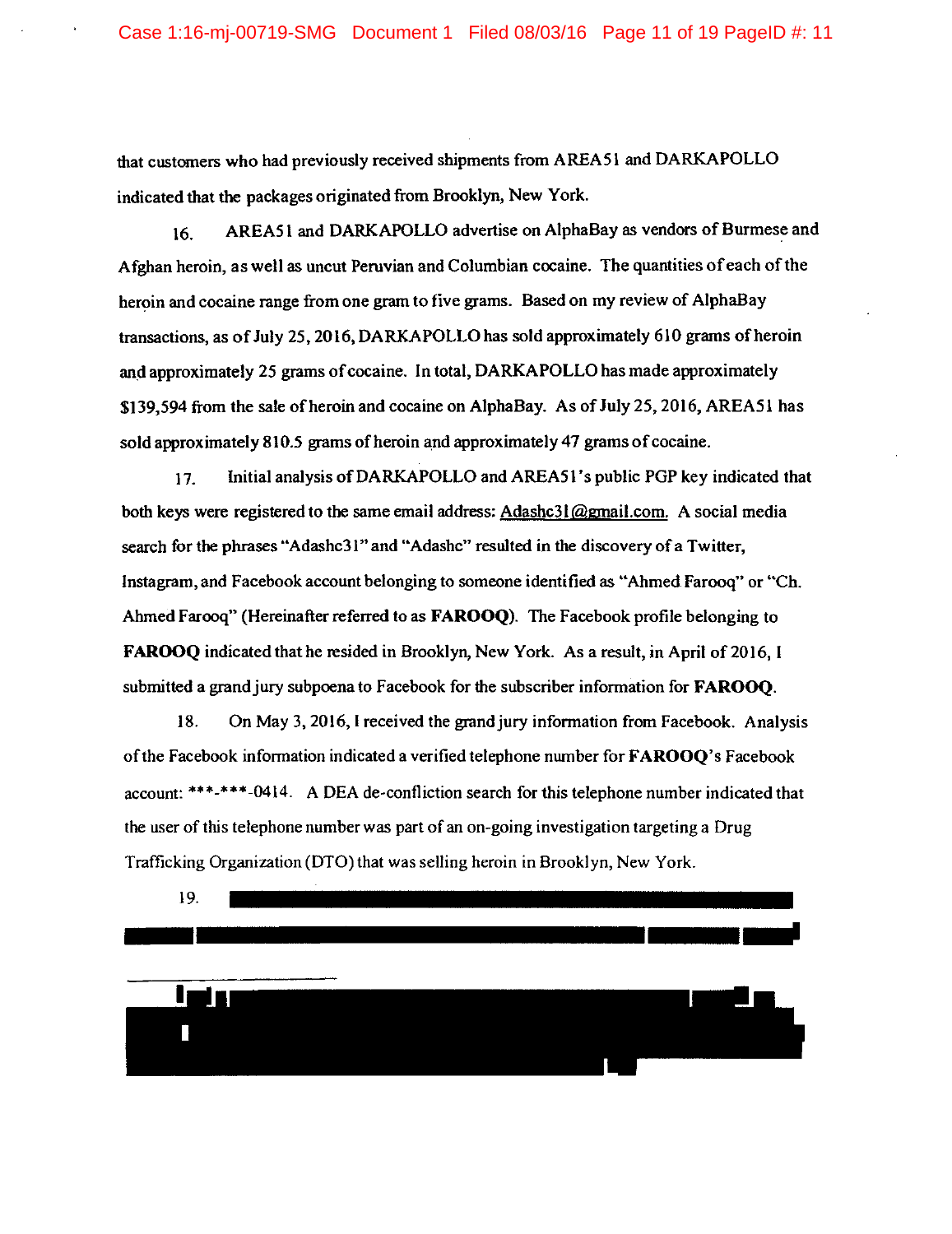that customers who had previously received shipments from AREA51 and DARKAPOLLO indicated that the packages originated from Brooklyn, New York.

16. AREA51 and DARKAPOLLO advertise on AlphaBay as vendors of Burmese and Afghan heroin, as well as uncut Peruvian and Columbian cocaine. The quantities of each of the heroin and cocaine range from one gram to five grams. Based on my review of AlphaBay transactions, as of July 25, 2016, DARKAPOLLO has sold approximately 610 grams of heroin and approximately 25 grams of cocaine. In total, DARKAPOLLO has made approximately $139,594 from the sale of heroin and cocaine on AlphaBay. As of July 25, 2016, AREA51 has sold approximately 810.5 grams of heroin and approximately 47 grams of cocaine.

17. Initial analysis of DARKAPOLLO and AREA51's public PGP key indicated that both keys were registered to the same email address: Adashc31@gmail.com. A social media search for the phrases "Adashc31" and "Adashc" resulted in the discovery of a Twitter, Instagram, and Facebook account belonging to someone identified as "Ahmed Farooq" or "Ch. Ahmed Farooq" (Hereinafter referred to as **FAROOQ**). The Facebook profile belonging to **FAROOQ** indicated that he resided in Brooklyn, New York. As a result, in April of 2016, I submitted a grand jury subpoena to Facebook for the subscriber information for **FAROOQ**.

18. On May 3, 2016, I received the grand jury information from Facebook. Analysis of the Facebook information indicated a verified telephone number for **FAROOQ**'s Facebook account: ***-***-0414. A DEA de-confliction search for this telephone number indicated that the user of this telephone number was part of an on-going investigation targeting a Drug Trafficking Organization (DTO) that was selling heroin in Brooklyn, New York.

19.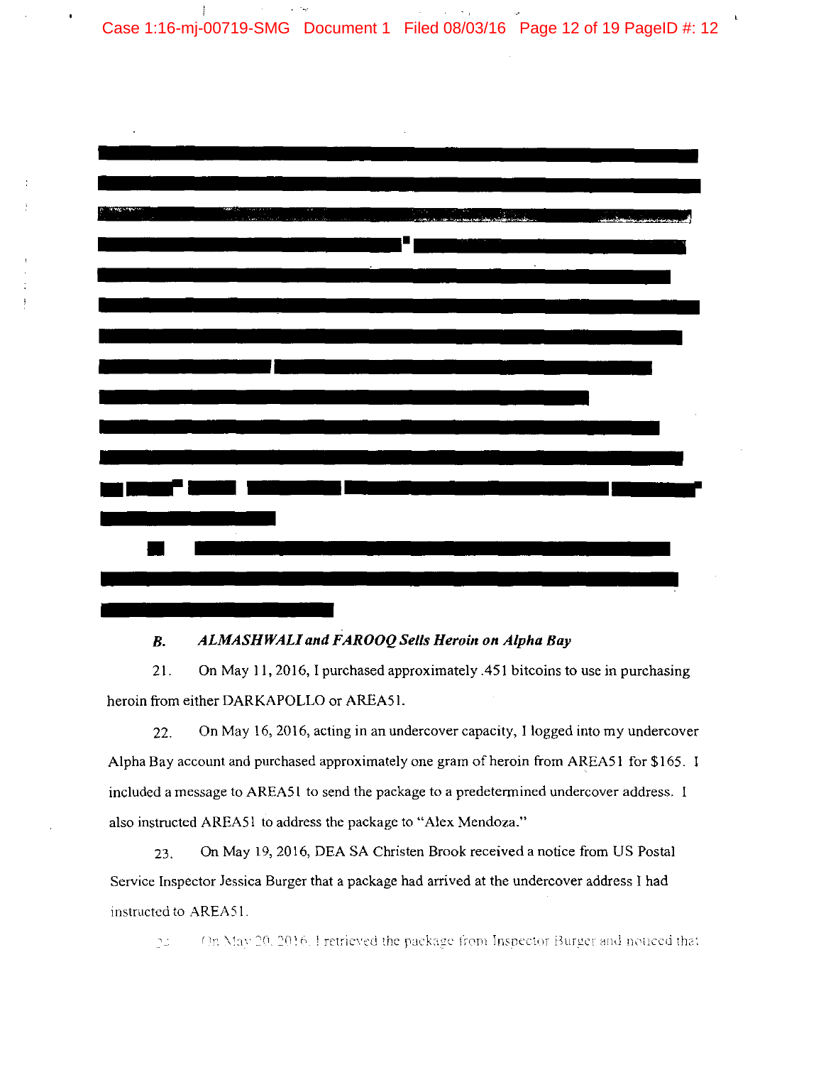### B. *ALMASHWALI and FAROOQ Sells Heroin on Alpha Bay*

21. On May 11, 2016, I purchased approximately .451 bitcoins to use in purchasing heroin from either DARKAPOLLO or AREA51.

22. On May 16, 2016, acting in an undercover capacity, I logged into my undercover Alpha Bay account and purchased approximately one gram of heroin from AREA51 for $165. I included a message to AREA51 to send the package to a predetermined undercover address. I also instructed AREA51 to address the package to "Alex Mendoza."

23. On May 19, 2016, DEA SA Christen Brook received a notice from US Postal Service Inspector Jessica Burger that a package had arrived at the undercover address I had instructed to AREA51.

24. On May 20, 2016, I retrieved the package from Inspector Burger and noticed that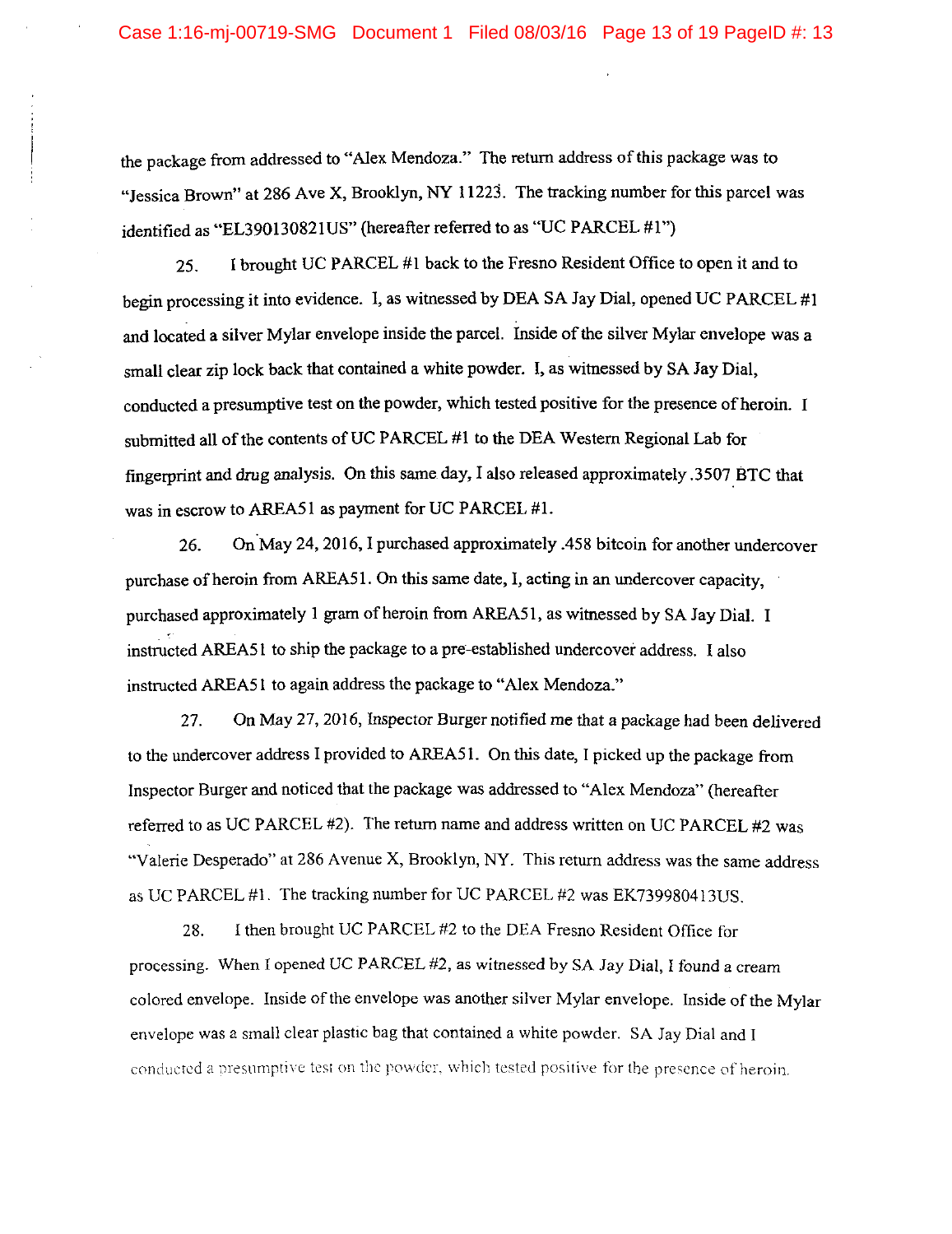the package from addressed to "Alex Mendoza." The return address of this package was to "Jessica Brown" at 286 Ave X, Brooklyn, NY 11223. The tracking number for this parcel was identified as "EL390130821US" (hereafter referred to as "UC PARCEL #1")

25. I brought UC PARCEL #1 back to the Fresno Resident Office to open it and to begin processing it into evidence. I, as witnessed by DEA SA Jay Dial, opened UC PARCEL #1 and located a silver Mylar envelope inside the parcel. Inside of the silver Mylar envelope was a small clear zip lock back that contained a white powder. I, as witnessed by SA Jay Dial, conducted a presumptive test on the powder, which tested positive for the presence of heroin. I submitted all of the contents of UC PARCEL #1 to the DEA Western Regional Lab for fingerprint and drug analysis. On this same day, I also released approximately .3507 BTC that was in escrow to AREA51 as payment for UC PARCEL #1.

26. On May 24, 2016, I purchased approximately .458 bitcoin for another undercover purchase of heroin from AREA51. On this same date, I, acting in an undercover capacity, purchased approximately 1 gram of heroin from AREA51, as witnessed by SA Jay Dial. I instructed AREA51 to ship the package to a pre-established undercover address. I also instructed AREA51 to again address the package to "Alex Mendoza."

27. On May 27, 2016, Inspector Burger notified me that a package had been delivered to the undercover address I provided to AREA51. On this date, I picked up the package from Inspector Burger and noticed that the package was addressed to "Alex Mendoza" (hereafter referred to as UC PARCEL #2). The return name and address written on UC PARCEL #2 was "Valerie Desperado" at 286 Avenue X, Brooklyn, NY. This return address was the same address as UC PARCEL #1. The tracking number for UC PARCEL #2 was EK739980413US.

28. I then brought UC PARCEL #2 to the DEA Fresno Resident Office for processing. When I opened UC PARCEL #2, as witnessed by SA Jay Dial, I found a cream colored envelope. Inside of the envelope was another silver Mylar envelope. Inside of the Mylar envelope was a small clear plastic bag that contained a white powder. SA Jay Dial and I conducted a presumptive test on the powder, which tested positive for the presence of heroin.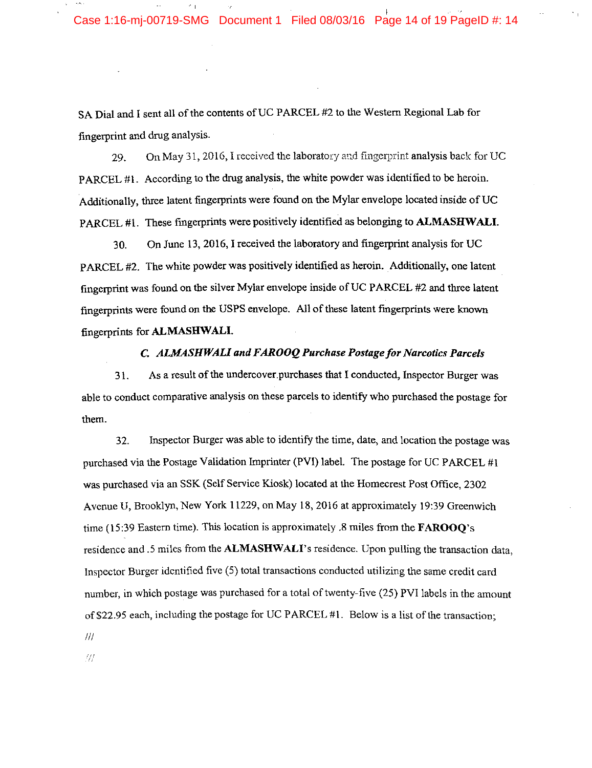SA Dial and I sent all of the contents of UC PARCEL #2 to the Western Regional Lab for fingerprint and drug analysis.

29. On May 31, 2016, I received the laboratory and fingerprint analysis back for UC PARCEL #1. According to the drug analysis, the white powder was identified to be heroin. Additionally, three latent fingerprints were found on the Mylar envelope located inside of UC PARCEL #1. These fingerprints were positively identified as belonging to **ALMASHWALI**.

30. On June 13, 2016, I received the laboratory and fingerprint analysis for UC PARCEL #2. The white powder was positively identified as heroin. Additionally, one latent fingerprint was found on the silver Mylar envelope inside of UC PARCEL #2 and three latent fingerprints were found on the USPS envelope. All of these latent fingerprints were known fingerprints for **ALMASHWALI**.

### *C. ALMASHWALI and FAROOQ Purchase Postage for Narcotics Parcels*

31. As a result of the undercover purchases that I conducted, Inspector Burger was able to conduct comparative analysis on these parcels to identify who purchased the postage for them.

32. Inspector Burger was able to identify the time, date, and location the postage was purchased via the Postage Validation Imprinter (PVI) label. The postage for UC PARCEL #1 was purchased via an SSK (Self Service Kiosk) located at the Homecrest Post Office, 2302 Avenue U, Brooklyn, New York 11229, on May 18, 2016 at approximately 19:39 Greenwich time (15:39 Eastern time). This location is approximately .8 miles from the **FAROOQ**'s residence and .5 miles from the **ALMASHWALI**'s residence. Upon pulling the transaction data, Inspector Burger identified five (5) total transactions conducted utilizing the same credit card number, in which postage was purchased for a total of twenty-five (25) PVI labels in the amount of $22.95 each, including the postage for UC PARCEL #1. Below is a list of the transaction;

///

///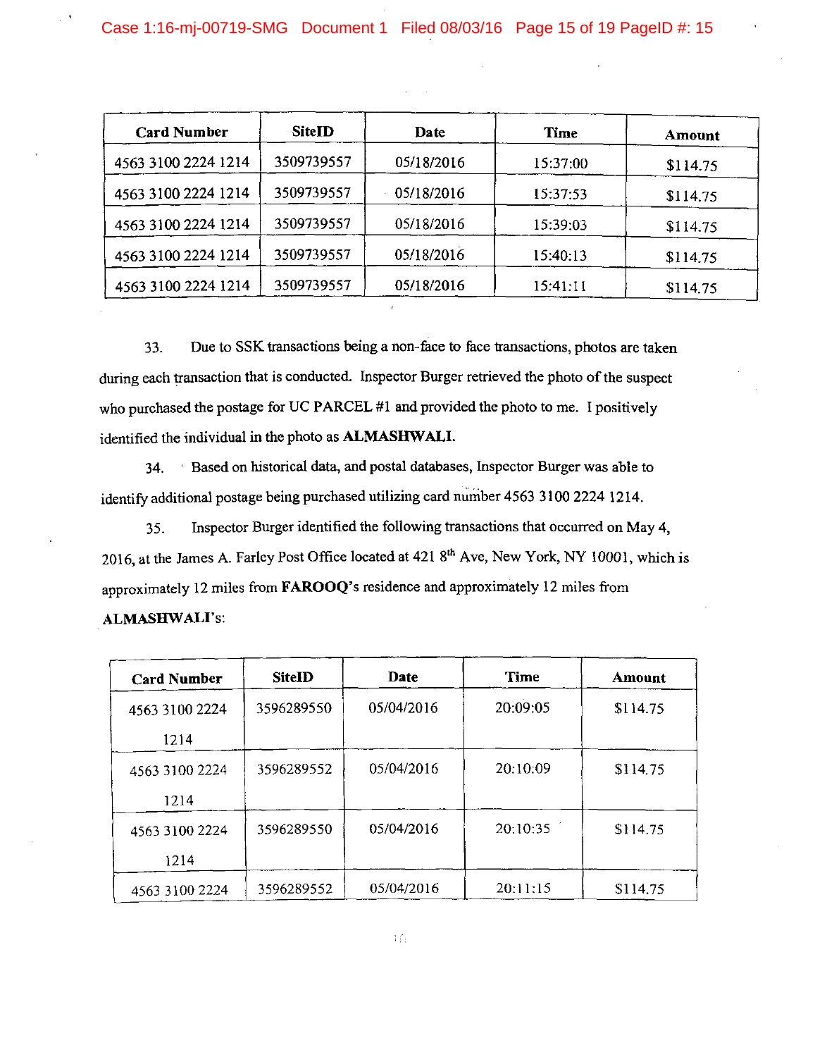| Card Number | SiteID | Date | Time | Amount |
|---|---|---|---|---|
| 4563 3100 2224 1214 | 3509739557 | 05/18/2016 | 15:37:00 | $114.75 |
| 4563 3100 2224 1214 | 3509739557 | 05/18/2016 | 15:37:53 | $114.75 |
| 4563 3100 2224 1214 | 3509739557 | 05/18/2016 | 15:39:03 | $114.75 |
| 4563 3100 2224 1214 | 3509739557 | 05/18/2016 | 15:40:13 | $114.75 |
| 4563 3100 2224 1214 | 3509739557 | 05/18/2016 | 15:41:11 | $114.75 |

33. Due to SSK transactions being a non-face to face transactions, photos are taken during each transaction that is conducted. Inspector Burger retrieved the photo of the suspect who purchased the postage for UC PARCEL #1 and provided the photo to me. I positively identified the individual in the photo as **ALMASHWALI**.

34. Based on historical data, and postal databases, Inspector Burger was able to identify additional postage being purchased utilizing card number 4563 3100 2224 1214.

35. Inspector Burger identified the following transactions that occurred on May 4, 2016, at the James A. Farley Post Office located at 421 8th Ave, New York, NY 10001, which is approximately 12 miles from **FAROOQ**'s residence and approximately 12 miles from **ALMASHWALI**'s:

| Card Number | SiteID | Date | Time | Amount |
|---|---|---|---|---|
| 4563 3100 2224 1214 | 3596289550 | 05/04/2016 | 20:09:05 | $114.75 |
| 4563 3100 2224 1214 | 3596289552 | 05/04/2016 | 20:10:09 | $114.75 |
| 4563 3100 2224 1214 | 3596289550 | 05/04/2016 | 20:10:35 | $114.75 |
| 4563 3100 2224 | 3596289552 | 05/04/2016 | 20:11:15 | $114.75 |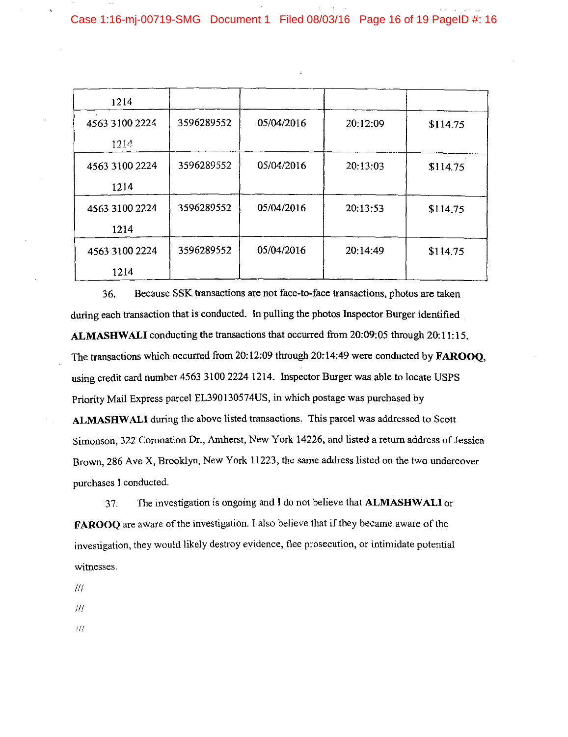| | | | | |
|---|---|---|---|---|
| 1214 | | | | |
| 4563 3100 2224 1214 | 3596289552 | 05/04/2016 | 20:12:09 | $114.75 |
| 4563 3100 2224 1214 | 3596289552 | 05/04/2016 | 20:13:03 | $114.75 |
| 4563 3100 2224 1214 | 3596289552 | 05/04/2016 | 20:13:53 | $114.75 |
| 4563 3100 2224 1214 | 3596289552 | 05/04/2016 | 20:14:49 | $114.75 |

36. Because SSK transactions are not face-to-face transactions, photos are taken during each transaction that is conducted. In pulling the photos Inspector Burger identified **ALMASHWALI** conducting the transactions that occurred from 20:09:05 through 20:11:15. The transactions which occurred from 20:12:09 through 20:14:49 were conducted by **FAROOQ**, using credit card number 4563 3100 2224 1214. Inspector Burger was able to locate USPS Priority Mail Express parcel EL390130574US, in which postage was purchased by **ALMASHWALI** during the above listed transactions. This parcel was addressed to Scott Simonson, 322 Coronation Dr., Amherst, New York 14226, and listed a return address of Jessica Brown, 286 Ave X, Brooklyn, New York 11223, the same address listed on the two undercover purchases I conducted.

37. The investigation is ongoing and I do not believe that **ALMASHWALI** or **FAROOQ** are aware of the investigation. I also believe that if they became aware of the investigation, they would likely destroy evidence, flee prosecution, or intimidate potential witnesses.

///

///

///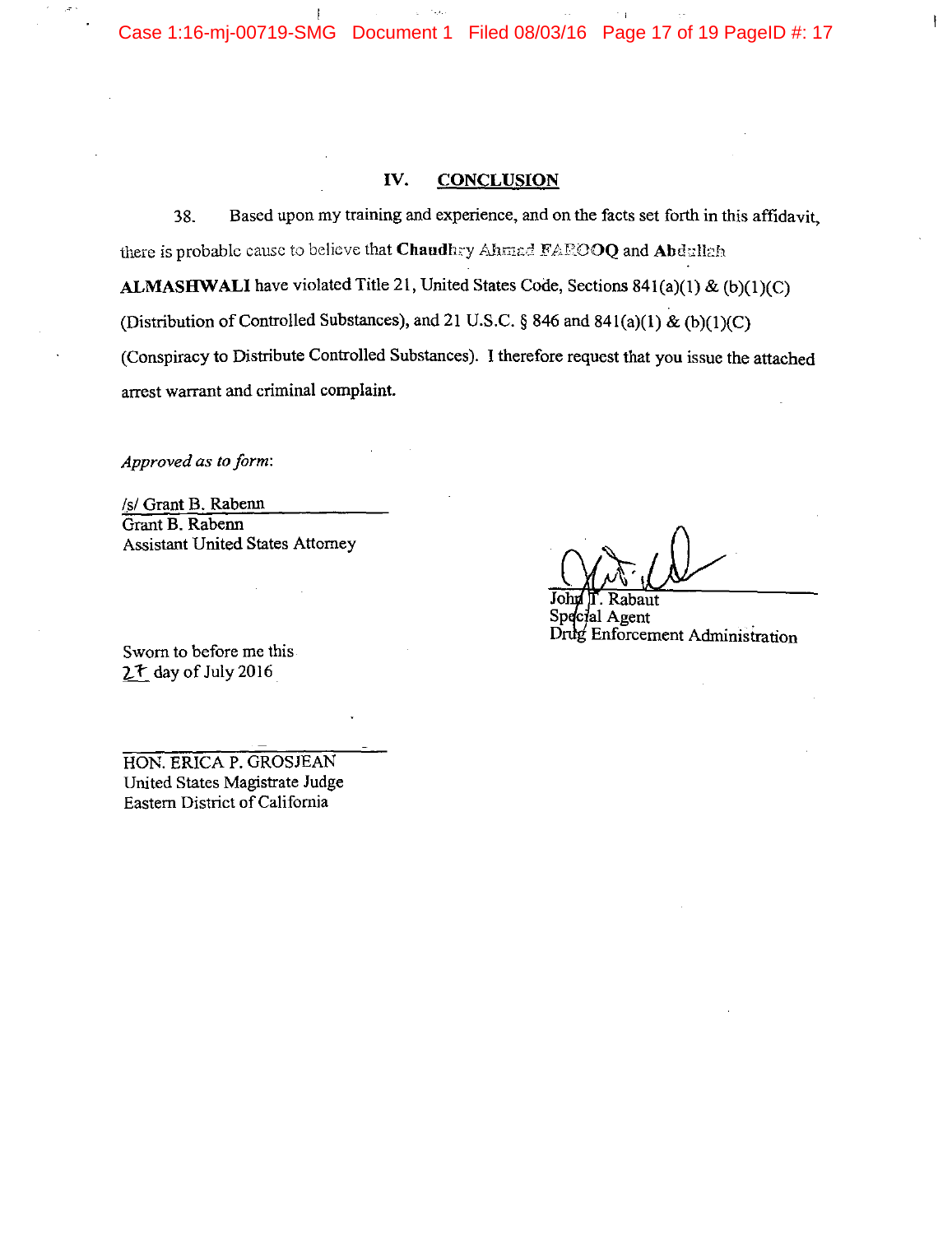## IV. CONCLUSION

38. Based upon my training and experience, and on the facts set forth in this affidavit, there is probable cause to believe that **Chaudhry Ahmad FAROOQ** and **Abdullah ALMASHWALI** have violated Title 21, United States Code, Sections 841(a)(1) & (b)(1)(C) (Distribution of Controlled Substances), and 21 U.S.C. § 846 and 841(a)(1) & (b)(1)(C) (Conspiracy to Distribute Controlled Substances). I therefore request that you issue the attached arrest warrant and criminal complaint.

*Approved as to form:*

/s/ Grant B. Rabenn
Grant B. Rabenn
Assistant United States Attorney

John T. Rabaut
Special Agent
Drug Enforcement Administration

Sworn to before me this 27 day of July 2016

HON. ERICA P. GROSJEAN
United States Magistrate Judge
Eastern District of California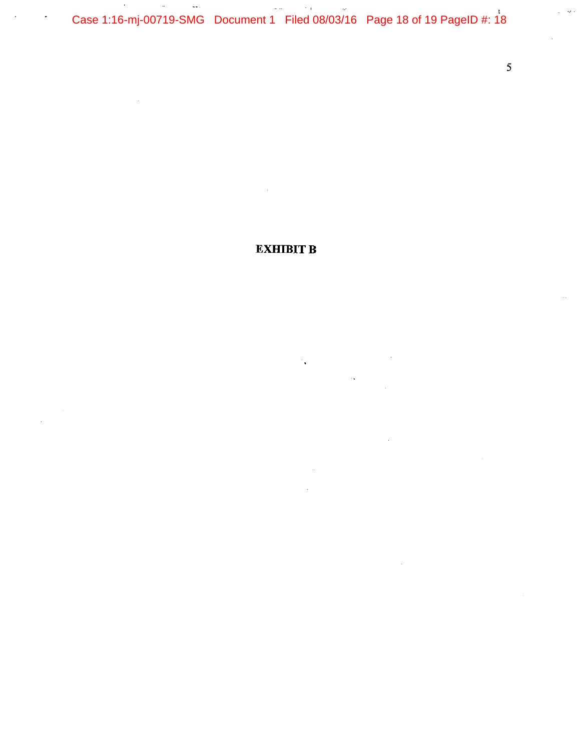**EXHIBIT B**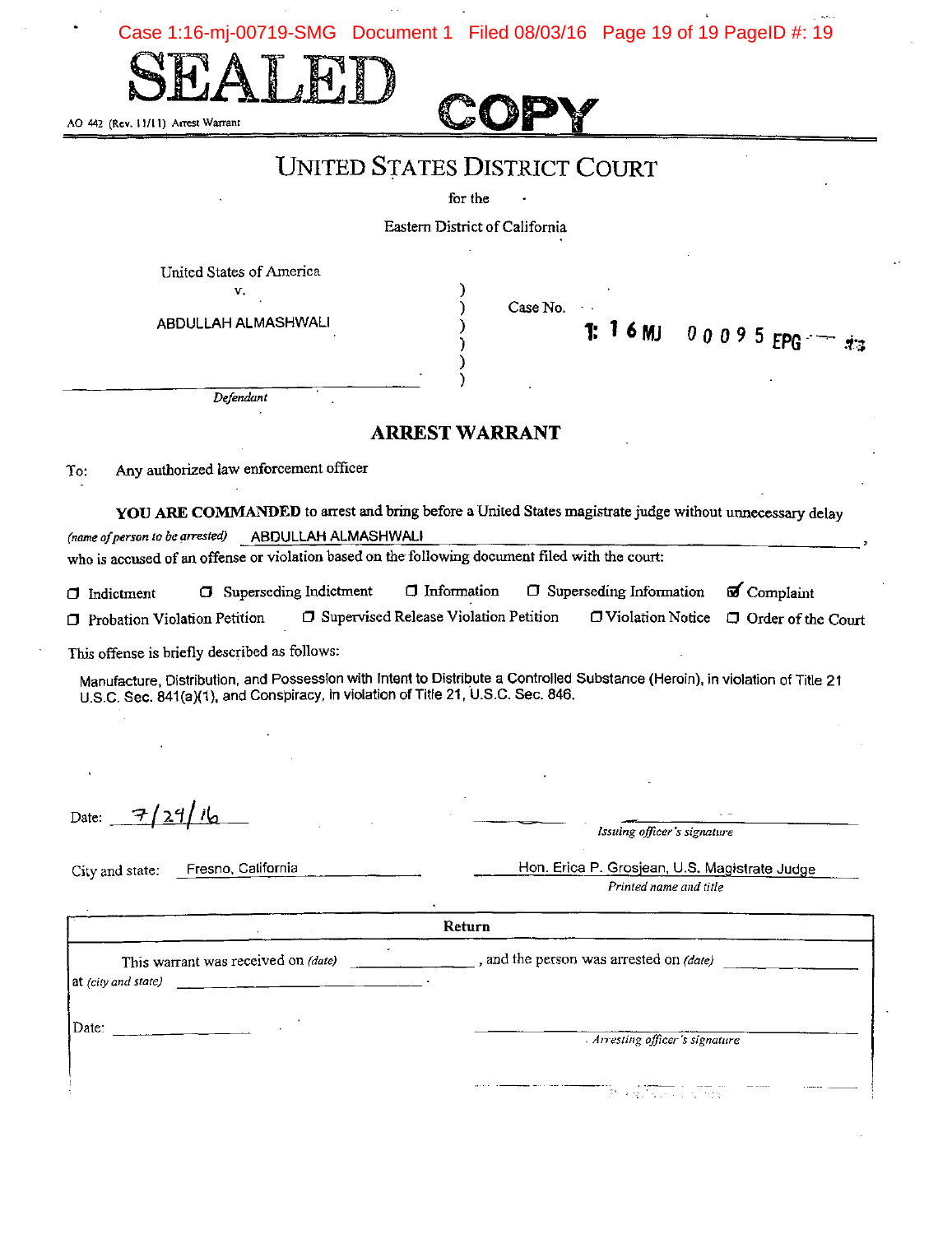SEALED

COPY

AO 442 (Rev. 11/11) Arrest Warrant

# UNITED STATES DISTRICT COURT

for the

Eastern District of California

United States of America
v.
ABDULLAH ALMASHWALI
*Defendant*

Case No. 1:16MJ 00095 EPG

## ARREST WARRANT

To: Any authorized law enforcement officer

**YOU ARE COMMANDED** to arrest and bring before a United States magistrate judge without unnecessary delay
*(name of person to be arrested)* ABDULLAH ALMASHWALI,
who is accused of an offense or violation based on the following document filed with the court:

☐ Indictment ☐ Superseding Indictment ☐ Information ☐ Superseding Information ☑ Complaint
☐ Probation Violation Petition ☐ Supervised Release Violation Petition ☐ Violation Notice ☐ Order of the Court

This offense is briefly described as follows:

Manufacture, Distribution, and Possession with Intent to Distribute a Controlled Substance (Heroin), in violation of Title 21 U.S.C. Sec. 841(a)(1), and Conspiracy, in violation of Title 21, U.S.C. Sec. 846.

Date: 7/29/16

*Issuing officer's signature*

City and state: Fresno, California

Hon. Erica P. Grosjean, U.S. Magistrate Judge
*Printed name and title*

**Return**

This warrant was received on *(date)* ____________, and the person was arrested on *(date)* ____________
at *(city and state)* ____________.

Date: ____________

*Arresting officer's signature*